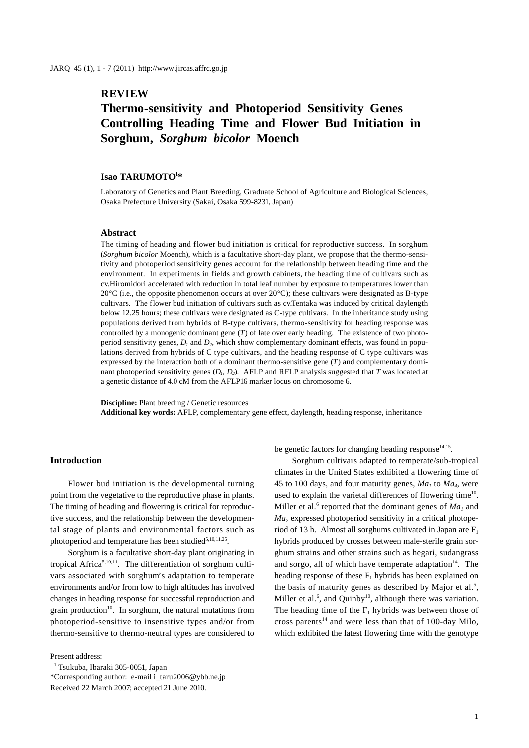## REVIEW

# Thermo-sensitivity and Photoperiod Sensitivity Genes Controlling Heading Time and Flower Bud Initiation in Sorghum, *Sorghum bicolor* Moench

**Isao TARUMOTO[1]***

Laboratory of Genetics and Plant Breeding, Graduate School of Agriculture and Biological Sciences, Osaka Prefecture University (Sakai, Osaka 599-8231, Japan)

### Abstract

The timing of heading and flower bud initiation is critical for reproductive success. In sorghum (*Sorghum bicolor* Moench), which is a facultative short-day plant, we propose that the thermo-sensitivity and photoperiod sensitivity genes account for the relationship between heading time and the environment. In experiments in fields and growth cabinets, the heading time of cultivars such as cv.Hiromidori accelerated with reduction in total leaf number by exposure to temperatures lower than 20°C (i.e., the opposite phenomenon occurs at over 20°C); these cultivars were designated as B-type cultivars. The flower bud initiation of cultivars such as cv.Tentaka was induced by critical daylength below 12.25 hours; these cultivars were designated as C-type cultivars. In the inheritance study using populations derived from hybrids of B-type cultivars, thermo-sensitivity for heading response was controlled by a monogenic dominant gene (*T*) of late over early heading. The existence of two photoperiod sensitivity genes, $D_1$ and $D_2$, which show complementary dominant effects, was found in populations derived from hybrids of C type cultivars, and the heading response of C type cultivars was expressed by the interaction both of a dominant thermo-sensitive gene (*T*) and complementary dominant photoperiod sensitivity genes ($D_1$, $D_2$). AFLP and RFLP analysis suggested that *T* was located at a genetic distance of 4.0 cM from the AFLP16 marker locus on chromosome 6.

**Discipline:** Plant breeding / Genetic resources
**Additional key words:** AFLP, complementary gene effect, daylength, heading response, inheritance

## Introduction

Flower bud initiation is the developmental turning point from the vegetative to the reproductive phase in plants. The timing of heading and flowering is critical for reproductive success, and the relationship between the developmental stage of plants and environmental factors such as photoperiod and temperature has been studied[5,10,11,25].

Sorghum is a facultative short-day plant originating in tropical Africa[5,10,11]. The differentiation of sorghum cultivars associated with sorghum's adaptation to temperate environments and/or from low to high altitudes has involved changes in heading response for successful reproduction and grain production[10]. In sorghum, the natural mutations from photoperiod-sensitive to insensitive types and/or from thermo-sensitive to thermo-neutral types are considered to be genetic factors for changing heading response[14,15].

Sorghum cultivars adapted to temperate/sub-tropical climates in the United States exhibited a flowering time of 45 to 100 days, and four maturity genes, $Ma_1$ to $Ma_4$, were used to explain the varietal differences of flowering time[10]. Miller et al.[6] reported that the dominant genes of $Ma_1$ and $Ma_2$ expressed photoperiod sensitivity in a critical photoperiod of 13 h. Almost all sorghums cultivated in Japan are $F_1$ hybrids produced by crosses between male-sterile grain sorghum strains and other strains such as hegari, sudangrass and sorgo, all of which have temperate adaptation[14]. The heading response of these $F_1$ hybrids has been explained on the basis of maturity genes as described by Major et al.[5], Miller et al.[6], and Quinby[10], although there was variation. The heading time of the $F_1$ hybrids was between those of cross parents[14] and were less than that of 100-day Milo, which exhibited the latest flowering time with the genotype

---

Present address:
[1] Tsukuba, Ibaraki 305-0051, Japan
*Corresponding author: e-mail i_taru2006@ybb.ne.jp
Received 22 March 2007; accepted 21 June 2010.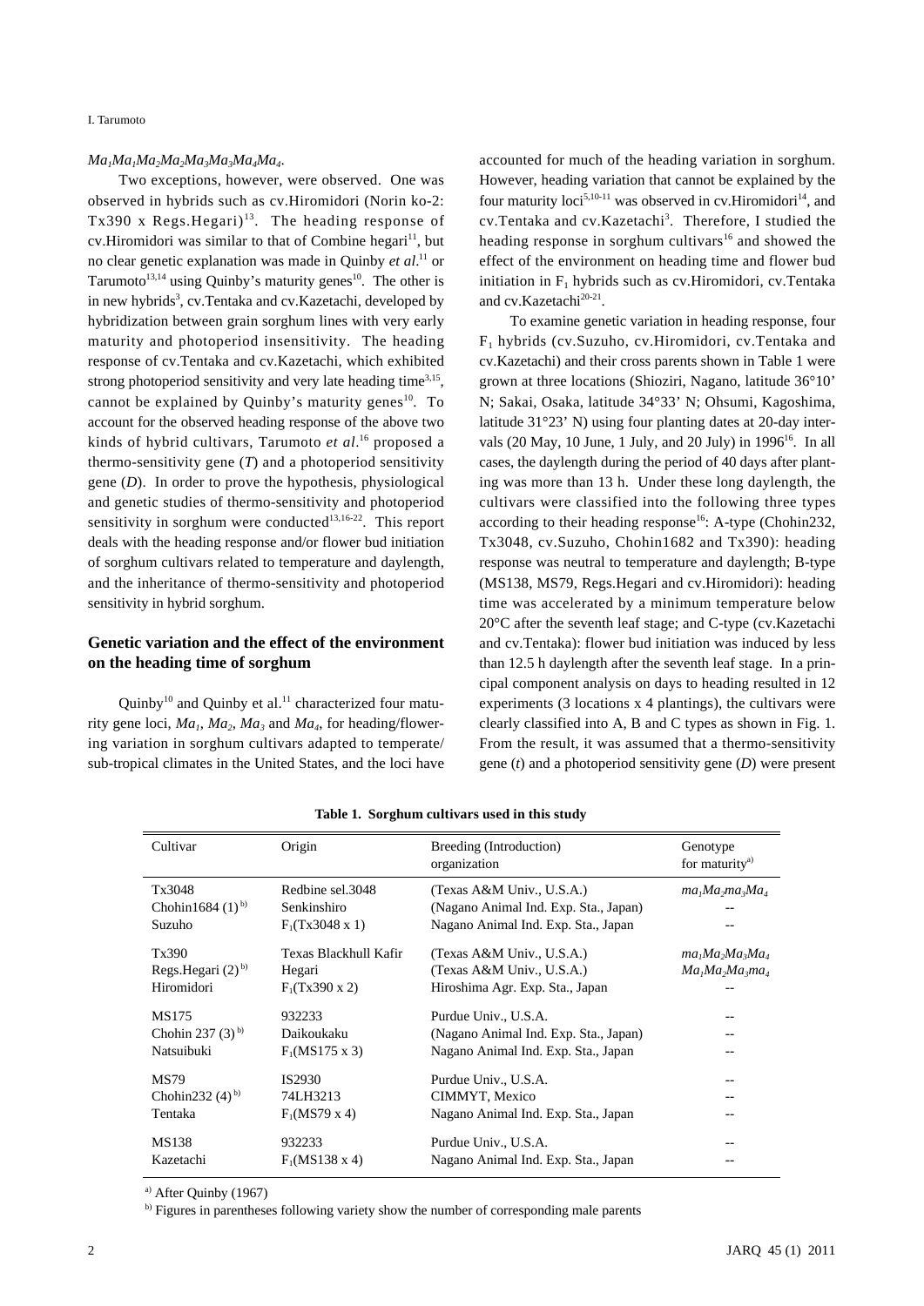$Ma_1Ma_1Ma_2Ma_2Ma_3Ma_3Ma_4Ma_4$.

Two exceptions, however, were observed. One was observed in hybrids such as cv.Hiromidori (Norin ko-2: Tx390 x Regs.Hegari)[13]. The heading response of cv.Hiromidori was similar to that of Combine hegari[11], but no clear genetic explanation was made in Quinby *et al*.[11] or Tarumoto[13,14] using Quinby's maturity genes[10]. The other is in new hybrids[3], cv.Tentaka and cv.Kazetachi, developed by hybridization between grain sorghum lines with very early maturity and photoperiod insensitivity. The heading response of cv.Tentaka and cv.Kazetachi, which exhibited strong photoperiod sensitivity and very late heading time[3,15], cannot be explained by Quinby's maturity genes[10]. To account for the observed heading response of the above two kinds of hybrid cultivars, Tarumoto *et al*.[16] proposed a thermo-sensitivity gene (*T*) and a photoperiod sensitivity gene (*D*). In order to prove the hypothesis, physiological and genetic studies of thermo-sensitivity and photoperiod sensitivity in sorghum were conducted[13,16-22]. This report deals with the heading response and/or flower bud initiation of sorghum cultivars related to temperature and daylength, and the inheritance of thermo-sensitivity and photoperiod sensitivity in hybrid sorghum.

## Genetic variation and the effect of the environment on the heading time of sorghum

Quinby[10] and Quinby et al.[11] characterized four maturity gene loci, $Ma_1$, $Ma_2$, $Ma_3$ and $Ma_4$, for heading/flowering variation in sorghum cultivars adapted to temperate/sub-tropical climates in the United States, and the loci have accounted for much of the heading variation in sorghum. However, heading variation that cannot be explained by the four maturity loci[5,10-11] was observed in cv.Hiromidori[14], and cv.Tentaka and cv.Kazetachi[3]. Therefore, I studied the heading response in sorghum cultivars[16] and showed the effect of the environment on heading time and flower bud initiation in $F_1$ hybrids such as cv.Hiromidori, cv.Tentaka and cv.Kazetachi[20-21].

To examine genetic variation in heading response, four $F_1$ hybrids (cv.Suzuho, cv.Hiromidori, cv.Tentaka and cv.Kazetachi) and their cross parents shown in Table 1 were grown at three locations (Shioziri, Nagano, latitude 36°10' N; Sakai, Osaka, latitude 34°33' N; Ohsumi, Kagoshima, latitude 31°23' N) using four planting dates at 20-day intervals (20 May, 10 June, 1 July, and 20 July) in 1996[16]. In all cases, the daylength during the period of 40 days after planting was more than 13 h. Under these long daylength, the cultivars were classified into the following three types according to their heading response[16]: A-type (Chohin232, Tx3048, cv.Suzuho, Chohin1682 and Tx390): heading response was neutral to temperature and daylength; B-type (MS138, MS79, Regs.Hegari and cv.Hiromidori): heading time was accelerated by a minimum temperature below 20°C after the seventh leaf stage; and C-type (cv.Kazetachi and cv.Tentaka): flower bud initiation was induced by less than 12.5 h daylength after the seventh leaf stage. In a principal component analysis on days to heading resulted in 12 experiments (3 locations x 4 plantings), the cultivars were clearly classified into A, B and C types as shown in Fig. 1. From the result, it was assumed that a thermo-sensitivity gene (*t*) and a photoperiod sensitivity gene (*D*) were present

**Table 1. Sorghum cultivars used in this study**

| Cultivar | Origin | Breeding (Introduction) organization | Genotype for maturity[a)] |
|---|---|---|---|
| Tx3048 | Redbine sel.3048 | (Texas A&M Univ., U.S.A.) | $ma_1Ma_2ma_3Ma_4$ |
| Chohin1684 (1)[b)] | Senkinshiro | (Nagano Animal Ind. Exp. Sta., Japan) | -- |
| Suzuho | $F_1$(Tx3048 x 1) | Nagano Animal Ind. Exp. Sta., Japan | -- |
| Tx390 | Texas Blackhull Kafir | (Texas A&M Univ., U.S.A.) | $ma_1Ma_2Ma_3Ma_4$ |
| Regs.Hegari (2)[b)] | Hegari | (Texas A&M Univ., U.S.A.) | $Ma_1Ma_2Ma_3ma_4$ |
| Hiromidori | $F_1$(Tx390 x 2) | Hiroshima Agr. Exp. Sta., Japan | -- |
| MS175 | 932233 | Purdue Univ., U.S.A. | -- |
| Chohin 237 (3)[b)] | Daikoukaku | (Nagano Animal Ind. Exp. Sta., Japan) | -- |
| Natsuibuki | $F_1$(MS175 x 3) | Nagano Animal Ind. Exp. Sta., Japan | -- |
| MS79 | IS2930 | Purdue Univ., U.S.A. | -- |
| Chohin232 (4)[b)] | 74LH3213 | CIMMYT, Mexico | -- |
| Tentaka | $F_1$(MS79 x 4) | Nagano Animal Ind. Exp. Sta., Japan | -- |
| MS138 | 932233 | Purdue Univ., U.S.A. | -- |
| Kazetachi | $F_1$(MS138 x 4) | Nagano Animal Ind. Exp. Sta., Japan | -- |

[a)] After Quinby (1967)

[b)] Figures in parentheses following variety show the number of corresponding male parents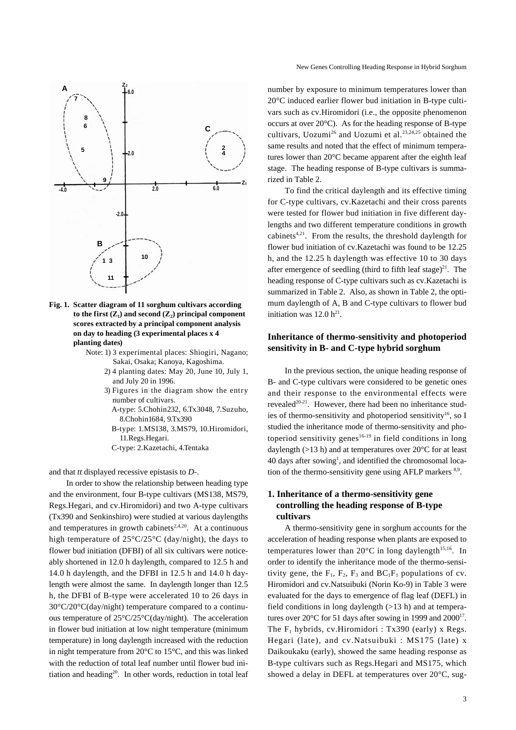Fig. 1. Scatter diagram of 11 sorghum cultivars according to the first ($Z_1$) and second ($Z_2$) principal component scores extracted by a principal component analysis on day to heading (3 experimental places x 4 planting dates)

Note: 1) 3 experimental places: Shiogiri, Nagano; Sakai, Osaka; Kanoya, Kagoshima.
2) 4 planting dates: May 20, June 10, July 1, and July 20 in 1996.
3) Figures in the diagram show the entry number of cultivars.
A-type: 5.Chohin232, 6.Tx3048, 7.Suzuho, 8.Chohin1684, 9.Tx390
B-type: 1.MS138, 3.MS79, 10.Hiromidori, 11.Regs.Hegari.
C-type: 2.Kazetachi, 4.Tentaka

and that *tt* displayed recessive epistasis to *D*-.

In order to show the relationship between heading type and the environment, four B-type cultivars (MS138, MS79, Regs.Hegari, and cv.Hiromidori) and two A-type cultivars (Tx390 and Senkinshiro) were studied at various daylengths and temperatures in growth cabinets[2,4,20]. At a continuous high temperature of 25°C/25°C (day/night), the days to flower bud initiation (DFBI) of all six cultivars were noticeably shortened in 12.0 h daylength, compared to 12.5 h and 14.0 h daylength, and the DFBI in 12.5 h and 14.0 h daylength were almost the same. In daylength longer than 12.5 h, the DFBI of B-type were accelerated 10 to 26 days in 30°C/20°C(day/night) temperature compared to a continuous temperature of 25°C/25°C(day/night). The acceleration in flower bud initiation at low night temperature (minimum temperature) in long daylength increased with the reduction in night temperature from 20°C to 15°C, and this was linked with the reduction of total leaf number until flower bud initiation and heading[20]. In other words, reduction in total leaf number by exposure to minimum temperatures lower than 20°C induced earlier flower bud initiation in B-type cultivars such as cv.Hiromidori (i.e., the opposite phenomenon occurs at over 20°C). As for the heading response of B-type cultivars, Uozumi[26] and Uozumi et al.[23,24,25] obtained the same results and noted that the effect of minimum temperatures lower than 20°C became apparent after the eighth leaf stage. The heading response of B-type cultivars is summarized in Table 2.

To find the critical daylength and its effective timing for C-type cultivars, cv.Kazetachi and their cross parents were tested for flower bud initiation in five different daylengths and two different temperature conditions in growth cabinets[4,21]. From the results, the threshold daylength for flower bud initiation of cv.Kazetachi was found to be 12.25 h, and the 12.25 h daylength was effective 10 to 30 days after emergence of seedling (third to fifth leaf stage)[21]. The heading response of C-type cultivars such as cv.Kazetachi is summarized in Table 2. Also, as shown in Table 2, the optimum daylength of A, B and C-type cultivars to flower bud initiation was 12.0 h[21].

## Inheritance of thermo-sensitivity and photoperiod sensitivity in B- and C-type hybrid sorghum

In the previous section, the unique heading response of B- and C-type cultivars were considered to be genetic ones and their response to the environmental effects were revealed[20-21]. However, there had been no inheritance studies of thermo-sensitivity and photoperiod sensitivity[16], so I studied the inheritance mode of thermo-sensitivity and photoperiod sensitivity genes[16-19] in field conditions in long daylength (>13 h) and at temperatures over 20°C for at least 40 days after sowing[1], and identified the chromosomal location of the thermo-sensitivity gene using AFLP markers [8,9].

### 1. Inheritance of a thermo-sensitivity gene controlling the heading response of B-type cultivars

A thermo-sensitivity gene in sorghum accounts for the acceleration of heading response when plants are exposed to temperatures lower than 20°C in long daylength[15,16]. In order to identify the inheritance mode of the thermo-sensitivity gene, the $F_1$, $F_2$, $F_3$ and $BC_1F_1$ populations of cv. Hiromidori and cv.Natsuibuki (Norin Ko-9) in Table 3 were evaluated for the days to emergence of flag leaf (DEFL) in field conditions in long daylength (>13 h) and at temperatures over 20°C for 51 days after sowing in 1999 and 2000[17]. The $F_1$ hybrids, cv.Hiromidori : Tx390 (early) x Regs. Hegari (late), and cv.Natsuibuki : MS175 (late) x Daikoukaku (early), showed the same heading response as B-type cultivars such as Regs.Hegari and MS175, which showed a delay in DEFL at temperatures over 20°C, sug-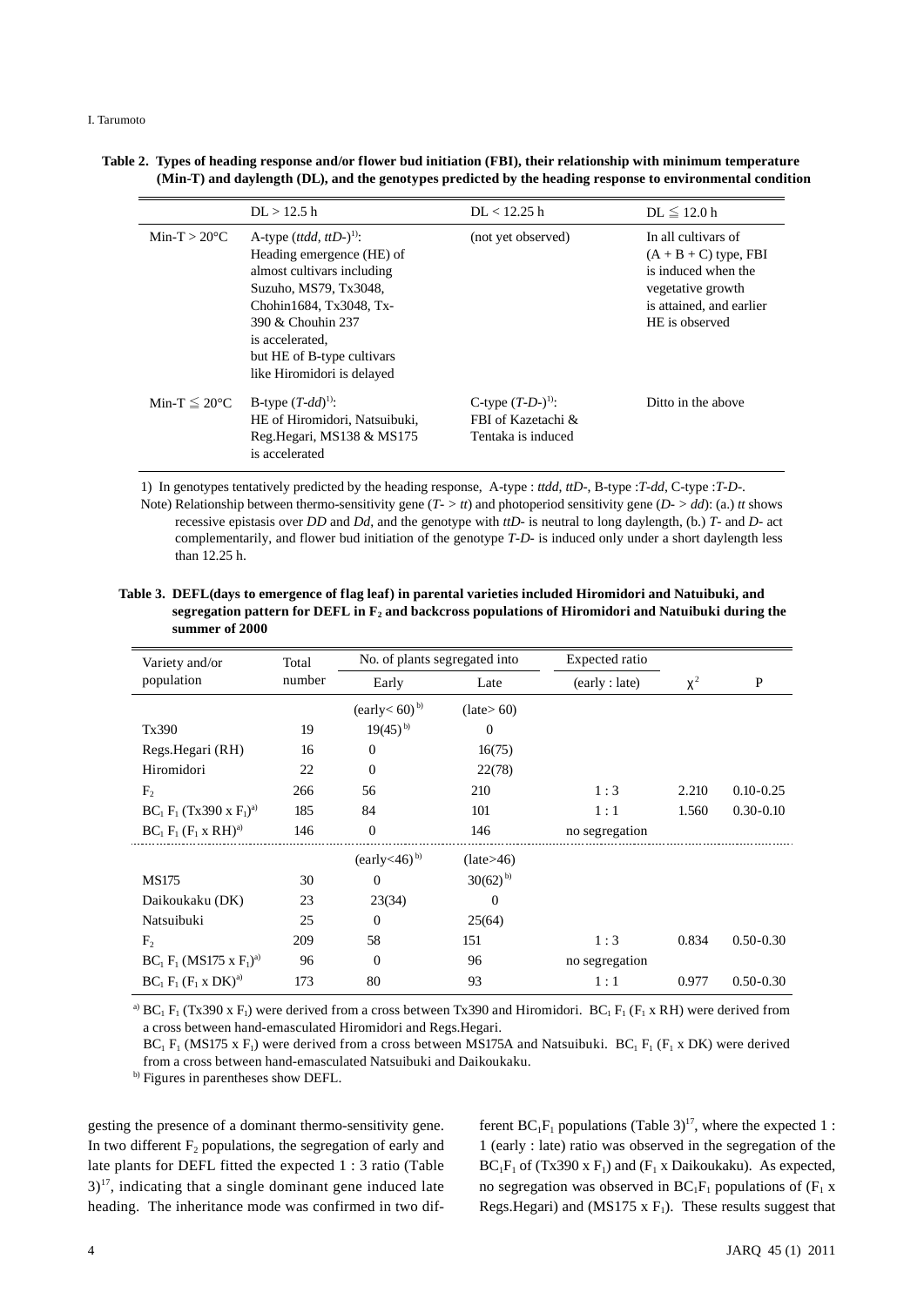**Table 2. Types of heading response and/or flower bud initiation (FBI), their relationship with minimum temperature (Min-T) and daylength (DL), and the genotypes predicted by the heading response to environmental condition**

| | DL > 12.5 h | DL < 12.25 h | DL ≦ 12.0 h |
|---|---|---|---|
| Min-T > 20°C | A-type (*ttdd*, *ttD-*)[1]: Heading emergence (HE) of almost cultivars including Suzuho, MS79, Tx3048, Chohin1684, Tx3048, Tx-390 & Chouhin 237 is accelerated, but HE of B-type cultivars like Hiromidori is delayed | (not yet observed) | In all cultivars of (A + B + C) type, FBI is induced when the vegetative growth is attained, and earlier HE is observed |
| Min-T ≦ 20°C | B-type (*T-dd*)[1]: HE of Hiromidori, Natsuibuki, Reg.Hegari, MS138 & MS175 is accelerated | C-type (*T-D-*)[1]: FBI of Kazetachi & Tentaka is induced | Ditto in the above |

1) In genotypes tentatively predicted by the heading response, A-type : *ttdd*, *ttD-*, B-type :*T-dd*, C-type :*T-D-*.

Note) Relationship between thermo-sensitivity gene (*T- > tt*) and photoperiod sensitivity gene (*D- > dd*): (a.) *tt* shows recessive epistasis over *DD* and *Dd*, and the genotype with *ttD-* is neutral to long daylength, (b.) *T-* and *D-* act complementarily, and flower bud initiation of the genotype *T-D-* is induced only under a short daylength less than 12.25 h.

**Table 3. DEFL(days to emergence of flag leaf) in parental varieties included Hiromidori and Natuibuki, and segregation pattern for DEFL in $F_2$ and backcross populations of Hiromidori and Natuibuki during the summer of 2000**

| Variety and/or population | Total number | No. of plants segregated into | | Expected ratio | $\chi^2$ | P |
|---|---|---|---|---|---|---|
| | | Early | Late | (early : late) | | |
| | | (early< 60)[b] | (late> 60) | | | |
| Tx390 | 19 | 19(45)[b] | 0 | | | |
| Regs.Hegari (RH) | 16 | 0 | 16(75) | | | |
| Hiromidori | 22 | 0 | 22(78) | | | |
| $F_2$ | 266 | 56 | 210 | 1 : 3 | 2.210 | 0.10-0.25 |
| $BC_1$ $F_1$ (Tx390 x $F_1$)[a] | 185 | 84 | 101 | 1 : 1 | 1.560 | 0.30-0.10 |
| $BC_1$ $F_1$ ($F_1$ x RH)[a] | 146 | 0 | 146 | no segregation | | |
| | | (early<46)[b] | (late>46) | | | |
| MS175 | 30 | 0 | 30(62)[b] | | | |
| Daikoukaku (DK) | 23 | 23(34) | 0 | | | |
| Natsuibuki | 25 | 0 | 25(64) | | | |
| $F_2$ | 209 | 58 | 151 | 1 : 3 | 0.834 | 0.50-0.30 |
| $BC_1$ $F_1$ (MS175 x $F_1$)[a] | 96 | 0 | 96 | no segregation | | |
| $BC_1$ $F_1$ ($F_1$ x DK)[a] | 173 | 80 | 93 | 1 : 1 | 0.977 | 0.50-0.30 |

a) $BC_1$ $F_1$ (Tx390 x $F_1$) were derived from a cross between Tx390 and Hiromidori. $BC_1$ $F_1$ ($F_1$ x RH) were derived from a cross between hand-emasculated Hiromidori and Regs.Hegari.
$BC_1$ $F_1$ (MS175 x $F_1$) were derived from a cross between MS175A and Natsuibuki. $BC_1$ $F_1$ ($F_1$ x DK) were derived from a cross between hand-emasculated Natsuibuki and Daikoukaku.
b) Figures in parentheses show DEFL.

gesting the presence of a dominant thermo-sensitivity gene. In two different $F_2$ populations, the segregation of early and late plants for DEFL fitted the expected 1 : 3 ratio (Table 3)[17], indicating that a single dominant gene induced late heading. The inheritance mode was confirmed in two different $BC_1F_1$ populations (Table 3)[17], where the expected 1 : 1 (early : late) ratio was observed in the segregation of the $BC_1F_1$ of (Tx390 x $F_1$) and ($F_1$ x Daikoukaku). As expected, no segregation was observed in $BC_1F_1$ populations of ($F_1$ x Regs.Hegari) and (MS175 x $F_1$). These results suggest that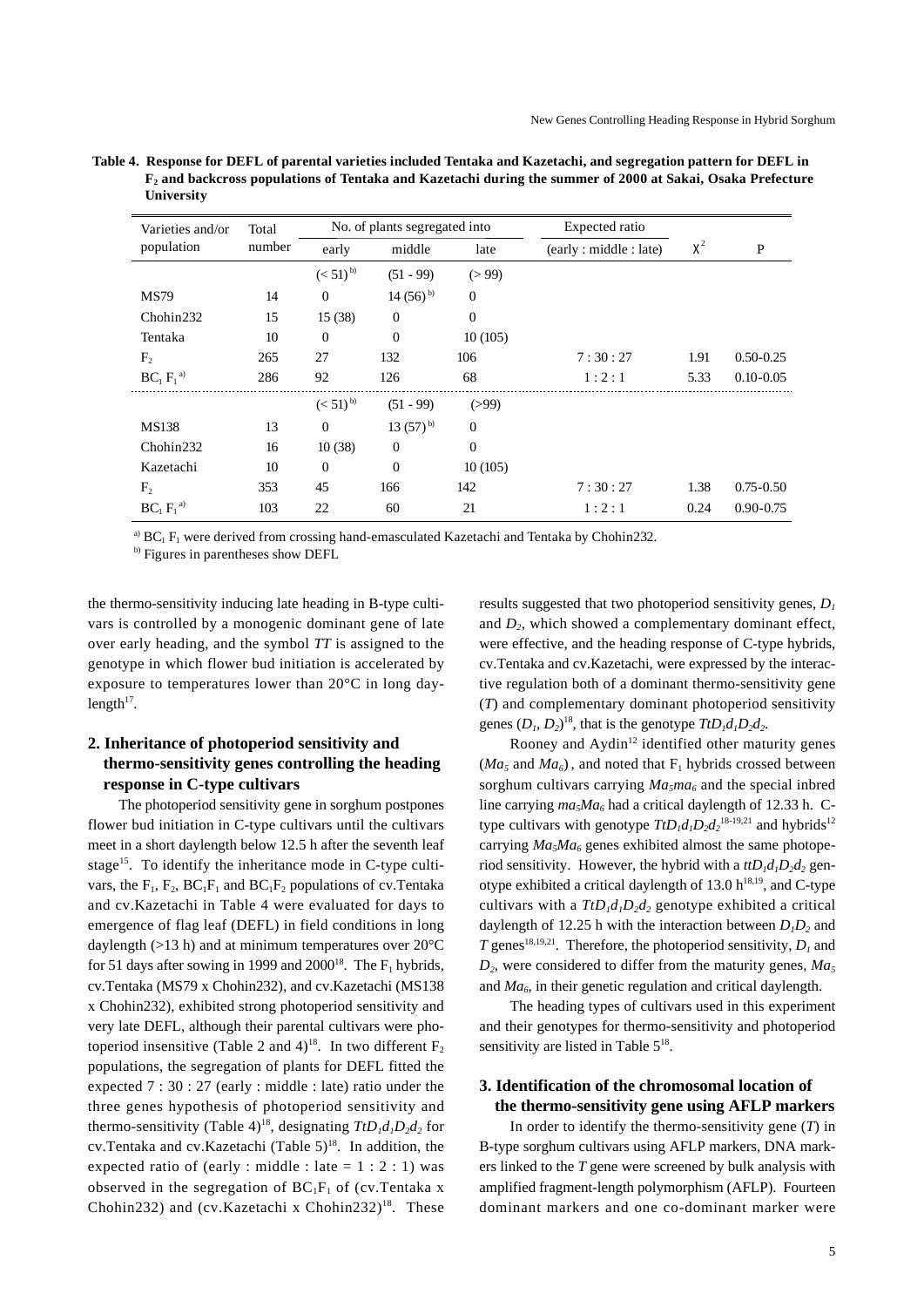**Table 4. Response for DEFL of parental varieties included Tentaka and Kazetachi, and segregation pattern for DEFL in $F_2$ and backcross populations of Tentaka and Kazetachi during the summer of 2000 at Sakai, Osaka Prefecture University**

| Varieties and/or population | Total number | No. of plants segregated into | | | Expected ratio | $\chi^2$ | P |
|---|---|---|---|---|---|---|---|
| | | early | middle | late | (early : middle : late) | | |
| | | (< 51)[b] | (51 - 99) | (> 99) | | | |
| MS79 | 14 | 0 | 14 (56)[b] | 0 | | | |
| Chohin232 | 15 | 15 (38) | 0 | 0 | | | |
| Tentaka | 10 | 0 | 0 | 10 (105) | | | |
| $F_2$ | 265 | 27 | 132 | 106 | 7 : 30 : 27 | 1.91 | 0.50-0.25 |
| $BC_1 F_1$[a] | 286 | 92 | 126 | 68 | 1 : 2 : 1 | 5.33 | 0.10-0.05 |
| | | (< 51)[b] | (51 - 99) | (>99) | | | |
| MS138 | 13 | 0 | 13 (57)[b] | 0 | | | |
| Chohin232 | 16 | 10 (38) | 0 | 0 | | | |
| Kazetachi | 10 | 0 | 0 | 10 (105) | | | |
| $F_2$ | 353 | 45 | 166 | 142 | 7 : 30 : 27 | 1.38 | 0.75-0.50 |
| $BC_1 F_1$[a] | 103 | 22 | 60 | 21 | 1 : 2 : 1 | 0.24 | 0.90-0.75 |

[a] $BC_1 F_1$ were derived from crossing hand-emasculated Kazetachi and Tentaka by Chohin232.
[b] Figures in parentheses show DEFL

the thermo-sensitivity inducing late heading in B-type cultivars is controlled by a monogenic dominant gene of late over early heading, and the symbol *TT* is assigned to the genotype in which flower bud initiation is accelerated by exposure to temperatures lower than 20°C in long daylength[17].

## 2. Inheritance of photoperiod sensitivity and thermo-sensitivity genes controlling the heading response in C-type cultivars

The photoperiod sensitivity gene in sorghum postpones flower bud initiation in C-type cultivars until the cultivars meet in a short daylength below 12.5 h after the seventh leaf stage[15]. To identify the inheritance mode in C-type cultivars, the $F_1$, $F_2$, $BC_1F_1$ and $BC_1F_2$ populations of cv.Tentaka and cv.Kazetachi in Table 4 were evaluated for days to emergence of flag leaf (DEFL) in field conditions in long daylength (>13 h) and at minimum temperatures over 20°C for 51 days after sowing in 1999 and 2000[18]. The $F_1$ hybrids, cv.Tentaka (MS79 x Chohin232), and cv.Kazetachi (MS138 x Chohin232), exhibited strong photoperiod sensitivity and very late DEFL, although their parental cultivars were photoperiod insensitive (Table 2 and 4)[18]. In two different $F_2$ populations, the segregation of plants for DEFL fitted the expected 7 : 30 : 27 (early : middle : late) ratio under the three genes hypothesis of photoperiod sensitivity and thermo-sensitivity (Table 4)[18], designating $TtD_1d_1D_2d_2$ for cv.Tentaka and cv.Kazetachi (Table 5)[18]. In addition, the expected ratio of (early : middle : late = 1 : 2 : 1) was observed in the segregation of $BC_1F_1$ of (cv.Tentaka x Chohin232) and (cv.Kazetachi x Chohin232)[18]. These results suggested that two photoperiod sensitivity genes, $D_1$ and $D_2$, which showed a complementary dominant effect, were effective, and the heading response of C-type hybrids, cv.Tentaka and cv.Kazetachi, were expressed by the interactive regulation both of a dominant thermo-sensitivity gene (*T*) and complementary dominant photoperiod sensitivity genes ($D_1$, $D_2$)[18], that is the genotype $TtD_1d_1D_2d_2$.

Rooney and Aydin[12] identified other maturity genes ($Ma_5$ and $Ma_6$), and noted that $F_1$ hybrids crossed between sorghum cultivars carrying $Ma_5ma_6$ and the special inbred line carrying $ma_5Ma_6$ had a critical daylength of 12.33 h. C-type cultivars with genotype $TtD_1d_1D_2d_2$[18-19,21] and hybrids[12] carrying $Ma_5Ma_6$ genes exhibited almost the same photoperiod sensitivity. However, the hybrid with a $ttD_1d_1D_2d_2$ genotype exhibited a critical daylength of 13.0 h[18,19], and C-type cultivars with a $TtD_1d_1D_2d_2$ genotype exhibited a critical daylength of 12.25 h with the interaction between $D_1D_2$ and *T* genes[18,19,21]. Therefore, the photoperiod sensitivity, $D_1$ and $D_2$, were considered to differ from the maturity genes, $Ma_5$ and $Ma_6$, in their genetic regulation and critical daylength.

The heading types of cultivars used in this experiment and their genotypes for thermo-sensitivity and photoperiod sensitivity are listed in Table 5[18].

## 3. Identification of the chromosomal location of the thermo-sensitivity gene using AFLP markers

In order to identify the thermo-sensitivity gene (*T*) in B-type sorghum cultivars using AFLP markers, DNA markers linked to the *T* gene were screened by bulk analysis with amplified fragment-length polymorphism (AFLP). Fourteen dominant markers and one co-dominant marker were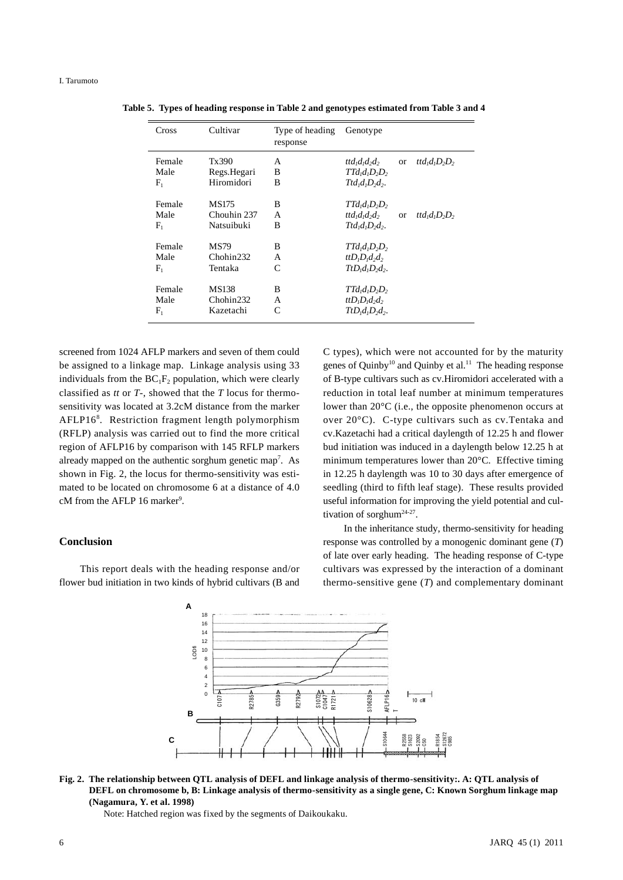**Table 5. Types of heading response in Table 2 and genotypes estimated from Table 3 and 4**

| Cross | Cultivar | Type of heading response | Genotype |
|---|---|---|---|
| Female | Tx390 | A | $ttd_1d_1d_2d_2$ or $ttd_1d_1D_2D_2$ |
| Male | Regs.Hegari | B | $TTd_1d_1D_2D_2$ |
| $F_1$ | Hiromidori | B | $Ttd_1d_1D_2d_2$. |
| Female | MS175 | B | $TTd_1d_1D_2D_2$ |
| Male | Chouhin 237 | A | $ttd_1d_1d_2d_2$ or $ttd_1d_1D_2D_2$ |
| $F_1$ | Natsuibuki | B | $Ttd_1d_1D_2d_2$. |
| Female | MS79 | B | $TTd_1d_1D_2D_2$ |
| Male | Chohin232 | A | $ttD_1D_1d_2d_2$ |
| $F_1$ | Tentaka | C | $TtD_1d_1D_2d_2$. |
| Female | MS138 | B | $TTd_1d_1D_2D_2$ |
| Male | Chohin232 | A | $ttD_1D_1d_2d_2$ |
| $F_1$ | Kazetachi | C | $TtD_1d_1D_2d_2$. |

screened from 1024 AFLP markers and seven of them could be assigned to a linkage map. Linkage analysis using 33 individuals from the $BC_1F_2$ population, which were clearly classified as *tt* or *T-*, showed that the *T* locus for thermo-sensitivity was located at 3.2cM distance from the marker AFLP16[8]. Restriction fragment length polymorphism (RFLP) analysis was carried out to find the more critical region of AFLP16 by comparison with 145 RFLP markers already mapped on the authentic sorghum genetic map[7]. As shown in Fig. 2, the locus for thermo-sensitivity was estimated to be located on chromosome 6 at a distance of 4.0 cM from the AFLP 16 marker[9].

## Conclusion

This report deals with the heading response and/or flower bud initiation in two kinds of hybrid cultivars (B and C types), which were not accounted for by the maturity genes of Quinby[10] and Quinby et al.[11] The heading response of B-type cultivars such as cv.Hiromidori accelerated with a reduction in total leaf number at minimum temperatures lower than 20°C (i.e., the opposite phenomenon occurs at over 20°C). C-type cultivars such as cv.Tentaka and cv.Kazetachi had a critical daylength of 12.25 h and flower bud initiation was induced in a daylength below 12.25 h at minimum temperatures lower than 20°C. Effective timing in 12.25 h daylength was 10 to 30 days after emergence of seedling (third to fifth leaf stage). These results provided useful information for improving the yield potential and cultivation of sorghum[24-27].

In the inheritance study, thermo-sensitivity for heading response was controlled by a monogenic dominant gene (*T*) of late over early heading. The heading response of C-type cultivars was expressed by the interaction of a dominant thermo-sensitive gene (*T*) and complementary dominant

**Fig. 2. The relationship between QTL analysis of DEFL and linkage analysis of thermo-sensitivity:. A: QTL analysis of DEFL on chromosome b, B: Linkage analysis of thermo-sensitivity as a single gene, C: Known Sorghum linkage map (Nagamura, Y. et al. 1998)**

Note: Hatched region was fixed by the segments of Daikoukaku.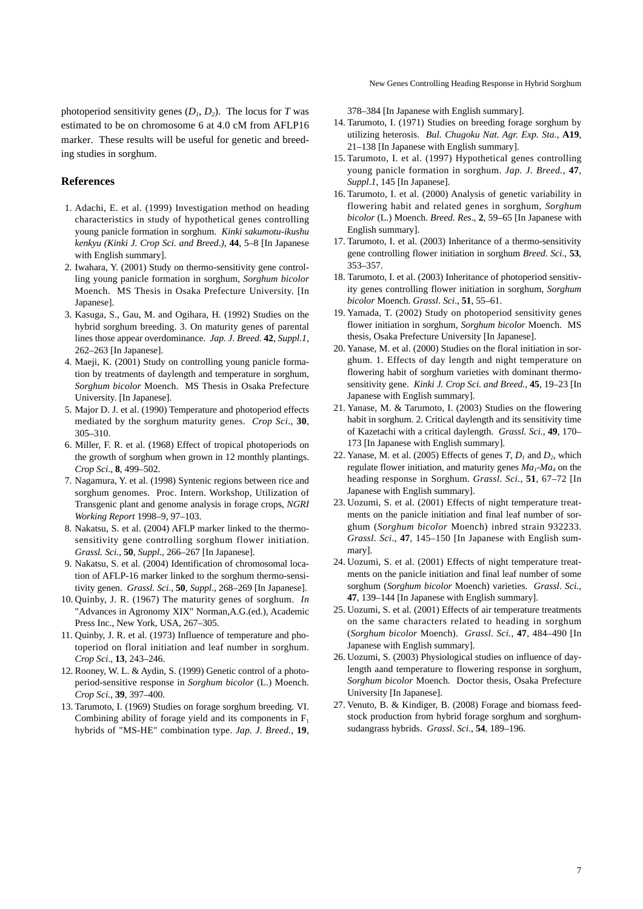photoperiod sensitivity genes ($D_1$, $D_2$). The locus for $T$ was estimated to be on chromosome 6 at 4.0 cM from AFLP16 marker. These results will be useful for genetic and breeding studies in sorghum.

## References

1. Adachi, E. et al. (1999) Investigation method on heading characteristics in study of hypothetical genes controlling young panicle formation in sorghum. *Kinki sakumotu-ikushu kenkyu (Kinki J. Crop Sci. and Breed.)*, **44**, 5–8 [In Japanese with English summary].
2. Iwahara, Y. (2001) Study on thermo-sensitivity gene controlling young panicle formation in sorghum, *Sorghum bicolor* Moench. MS Thesis in Osaka Prefecture University. [In Japanese].
3. Kasuga, S., Gau, M. and Ogihara, H. (1992) Studies on the hybrid sorghum breeding. 3. On maturity genes of parental lines those appear overdominance. *Jap. J. Breed*. **42**, *Suppl.1*, 262–263 [In Japanese].
4. Maeji, K. (2001) Study on controlling young panicle formation by treatments of daylength and temperature in sorghum, *Sorghum bicolor* Moench. MS Thesis in Osaka Prefecture University. [In Japanese].
5. Major D. J. et al. (1990) Temperature and photoperiod effects mediated by the sorghum maturity genes. *Crop Sci*., **30**, 305–310.
6. Miller, F. R. et al. (1968) Effect of tropical photoperiods on the growth of sorghum when grown in 12 monthly plantings. *Crop Sci*., **8**, 499–502.
7. Nagamura, Y. et al. (1998) Syntenic regions between rice and sorghum genomes. Proc. Intern. Workshop, Utilization of Transgenic plant and genome analysis in forage crops, *NGRI Working Report* 1998–9, 97–103.
8. Nakatsu, S. et al. (2004) AFLP marker linked to the thermo-sensitivity gene controlling sorghum flower initiation. *Grassl. Sci*., **50**, *Suppl*., 266–267 [In Japanese].
9. Nakatsu, S. et al. (2004) Identification of chromosomal location of AFLP-16 marker linked to the sorghum thermo-sensitivity genen. *Grassl. Sci*., **50**, *Suppl*., 268–269 [In Japanese].
10. Quinby, J. R. (1967) The maturity genes of sorghum. *In* "Advances in Agronomy XIX" Norman,A.G.(ed.), Academic Press Inc., New York, USA, 267–305.
11. Quinby, J. R. et al. (1973) Influence of temperature and photoperiod on floral initiation and leaf number in sorghum. *Crop Sci*., **13**, 243–246.
12. Rooney, W. L. & Aydin, S. (1999) Genetic control of a photoperiod-sensitive response in *Sorghum bicolor* (L.) Moench. *Crop Sci.*, **39**, 397–400.
13. Tarumoto, I. (1969) Studies on forage sorghum breeding. VI. Combining ability of forage yield and its components in $F_1$ hybrids of "MS-HE" combination type. *Jap. J. Breed*., **19**, 378–384 [In Japanese with English summary].
14. Tarumoto, I. (1971) Studies on breeding forage sorghum by utilizing heterosis. *Bul. Chugoku Nat. Agr. Exp. Sta.*, **A19**, 21–138 [In Japanese with English summary].
15. Tarumoto, I. et al. (1997) Hypothetical genes controlling young panicle formation in sorghum. *Jap. J. Breed.*, **47**, *Suppl.1*, 145 [In Japanese].
16. Tarumoto, I. et al. (2000) Analysis of genetic variability in flowering habit and related genes in sorghum, *Sorghum bicolor* (L.) Moench. *Breed. Res*., **2**, 59–65 [In Japanese with English summary].
17. Tarumoto, I. et al. (2003) Inheritance of a thermo-sensitivity gene controlling flower initiation in sorghum *Breed. Sci*., **53**, 353–357.
18. Tarumoto, I. et al. (2003) Inheritance of photoperiod sensitivity genes controlling flower initiation in sorghum, *Sorghum bicolor* Moench. *Grassl. Sci*., **51**, 55–61.
19. Yamada, T. (2002) Study on photoperiod sensitivity genes flower initiation in sorghum, *Sorghum bicolor* Moench. MS thesis, Osaka Prefecture University [In Japanese].
20. Yanase, M. et al. (2000) Studies on the floral initiation in sorghum. 1. Effects of day length and night temperature on flowering habit of sorghum varieties with dominant thermo-sensitivity gene. *Kinki J. Crop Sci. and Breed*., **45**, 19–23 [In Japanese with English summary].
21. Yanase, M. & Tarumoto, I. (2003) Studies on the flowering habit in sorghum. 2. Critical daylength and its sensitivity time of Kazetachi with a critical daylength. *Grassl. Sci.*, **49**, 170–173 [In Japanese with English summary].
22. Yanase, M. et al. (2005) Effects of genes $T$, $D_1$ and $D_2$, which regulate flower initiation, and maturity genes $Ma_1$-$Ma_4$ on the heading response in Sorghum. *Grassl. Sci.*, **51**, 67–72 [In Japanese with English summary].
23. Uozumi, S. et al. (2001) Effects of night temperature treatments on the panicle initiation and final leaf number of sorghum (*Sorghum bicolor* Moench) inbred strain 932233. *Grassl. Sci*., **47**, 145–150 [In Japanese with English summary].
24. Uozumi, S. et al. (2001) Effects of night temperature treatments on the panicle initiation and final leaf number of some sorghum (*Sorghum bicolor* Moench) varieties. *Grassl. Sci.*, **47**, 139–144 [In Japanese with English summary].
25. Uozumi, S. et al. (2001) Effects of air temperature treatments on the same characters related to heading in sorghum (*Sorghum bicolor* Moench). *Grassl. Sci.*, **47**, 484–490 [In Japanese with English summary].
26. Uozumi, S. (2003) Physiological studies on influence of daylength aand temperature to flowering response in sorghum, *Sorghum bicolor* Moench. Doctor thesis, Osaka Prefecture University [In Japanese].
27. Venuto, B. & Kindiger, B. (2008) Forage and biomass feedstock production from hybrid forage sorghum and sorghum-sudangrass hybrids. *Grassl. Sci.*, **54**, 189–196.